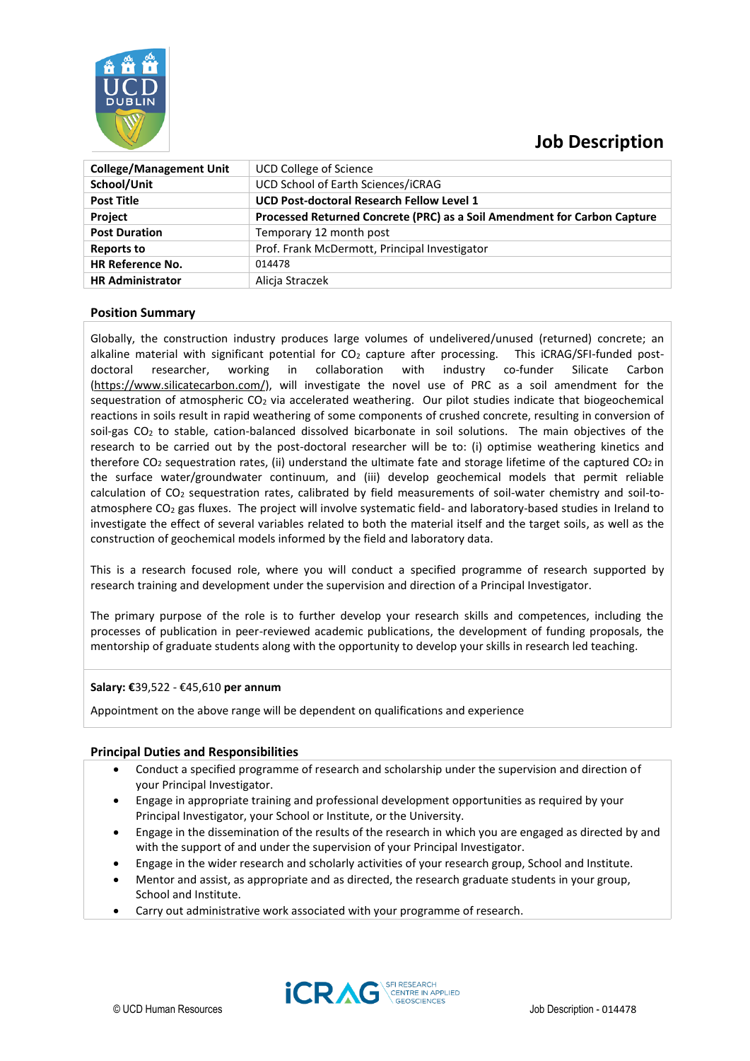# Job Description

| College/Management Unit | UCD College of Science |
|---|---|
| School/Unit | UCD School of Earth Sciences/iCRAG |
| Post Title | **UCD Post-doctoral Research Fellow Level 1** |
| Project | **Processed Returned Concrete (PRC) as a Soil Amendment for Carbon Capture** |
| Post Duration | Temporary 12 month post |
| Reports to | Prof. Frank McDermott, Principal Investigator |
| HR Reference No. | 014478 |
| HR Administrator | Alicja Straczek |

## Position Summary

Globally, the construction industry produces large volumes of undelivered/unused (returned) concrete; an alkaline material with significant potential for $CO_2$ capture after processing. This iCRAG/SFI-funded post-doctoral researcher, working in collaboration with industry co-funder Silicate Carbon (https://www.silicatecarbon.com/), will investigate the novel use of PRC as a soil amendment for the sequestration of atmospheric $CO_2$ via accelerated weathering. Our pilot studies indicate that biogeochemical reactions in soils result in rapid weathering of some components of crushed concrete, resulting in conversion of soil-gas $CO_2$ to stable, cation-balanced dissolved bicarbonate in soil solutions. The main objectives of the research to be carried out by the post-doctoral researcher will be to: (i) optimise weathering kinetics and therefore $CO_2$ sequestration rates, (ii) understand the ultimate fate and storage lifetime of the captured $CO_2$ in the surface water/groundwater continuum, and (iii) develop geochemical models that permit reliable calculation of $CO_2$ sequestration rates, calibrated by field measurements of soil-water chemistry and soil-to-atmosphere $CO_2$ gas fluxes. The project will involve systematic field- and laboratory-based studies in Ireland to investigate the effect of several variables related to both the material itself and the target soils, as well as the construction of geochemical models informed by the field and laboratory data.

This is a research focused role, where you will conduct a specified programme of research supported by research training and development under the supervision and direction of a Principal Investigator.

The primary purpose of the role is to further develop your research skills and competences, including the processes of publication in peer-reviewed academic publications, the development of funding proposals, the mentorship of graduate students along with the opportunity to develop your skills in research led teaching.

**Salary: €**39,522 - €45,610 **per annum**

Appointment on the above range will be dependent on qualifications and experience

## Principal Duties and Responsibilities

- Conduct a specified programme of research and scholarship under the supervision and direction of your Principal Investigator.
- Engage in appropriate training and professional development opportunities as required by your Principal Investigator, your School or Institute, or the University.
- Engage in the dissemination of the results of the research in which you are engaged as directed by and with the support of and under the supervision of your Principal Investigator.
- Engage in the wider research and scholarly activities of your research group, School and Institute.
- Mentor and assist, as appropriate and as directed, the research graduate students in your group, School and Institute.
- Carry out administrative work associated with your programme of research.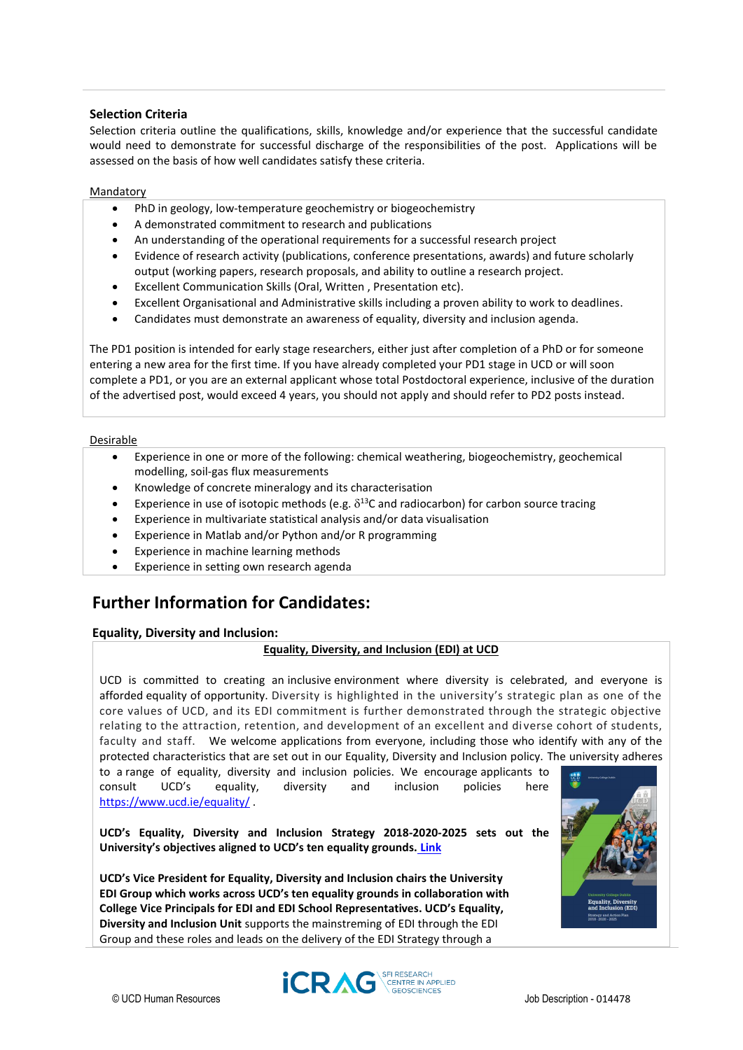### Selection Criteria

Selection criteria outline the qualifications, skills, knowledge and/or experience that the successful candidate would need to demonstrate for successful discharge of the responsibilities of the post. Applications will be assessed on the basis of how well candidates satisfy these criteria.

Mandatory

- PhD in geology, low-temperature geochemistry or biogeochemistry
- A demonstrated commitment to research and publications
- An understanding of the operational requirements for a successful research project
- Evidence of research activity (publications, conference presentations, awards) and future scholarly output (working papers, research proposals, and ability to outline a research project.
- Excellent Communication Skills (Oral, Written , Presentation etc).
- Excellent Organisational and Administrative skills including a proven ability to work to deadlines.
- Candidates must demonstrate an awareness of equality, diversity and inclusion agenda.

The PD1 position is intended for early stage researchers, either just after completion of a PhD or for someone entering a new area for the first time. If you have already completed your PD1 stage in UCD or will soon complete a PD1, or you are an external applicant whose total Postdoctoral experience, inclusive of the duration of the advertised post, would exceed 4 years, you should not apply and should refer to PD2 posts instead.

Desirable

- Experience in one or more of the following: chemical weathering, biogeochemistry, geochemical modelling, soil-gas flux measurements
- Knowledge of concrete mineralogy and its characterisation
- Experience in use of isotopic methods (e.g. $\delta^{13}C$ and radiocarbon) for carbon source tracing
- Experience in multivariate statistical analysis and/or data visualisation
- Experience in Matlab and/or Python and/or R programming
- Experience in machine learning methods
- Experience in setting own research agenda

## Further Information for Candidates:

### Equality, Diversity and Inclusion:

**Equality, Diversity, and Inclusion (EDI) at UCD**

UCD is committed to creating an inclusive environment where diversity is celebrated, and everyone is afforded equality of opportunity. Diversity is highlighted in the university's strategic plan as one of the core values of UCD, and its EDI commitment is further demonstrated through the strategic objective relating to the attraction, retention, and development of an excellent and diverse cohort of students, faculty and staff. We welcome applications from everyone, including those who identify with any of the protected characteristics that are set out in our Equality, Diversity and Inclusion policy. The university adheres to a range of equality, diversity and inclusion policies. We encourage applicants to consult UCD's equality, diversity and inclusion policies here https://www.ucd.ie/equality/ .

**UCD's Equality, Diversity and Inclusion Strategy 2018-2020-2025 sets out the University's objectives aligned to UCD's ten equality grounds. Link**

**UCD's Vice President for Equality, Diversity and Inclusion chairs the University EDI Group which works across UCD's ten equality grounds in collaboration with College Vice Principals for EDI and EDI School Representatives. UCD's Equality, Diversity and Inclusion Unit** supports the mainstreming of EDI through the EDI Group and these roles and leads on the delivery of the EDI Strategy through a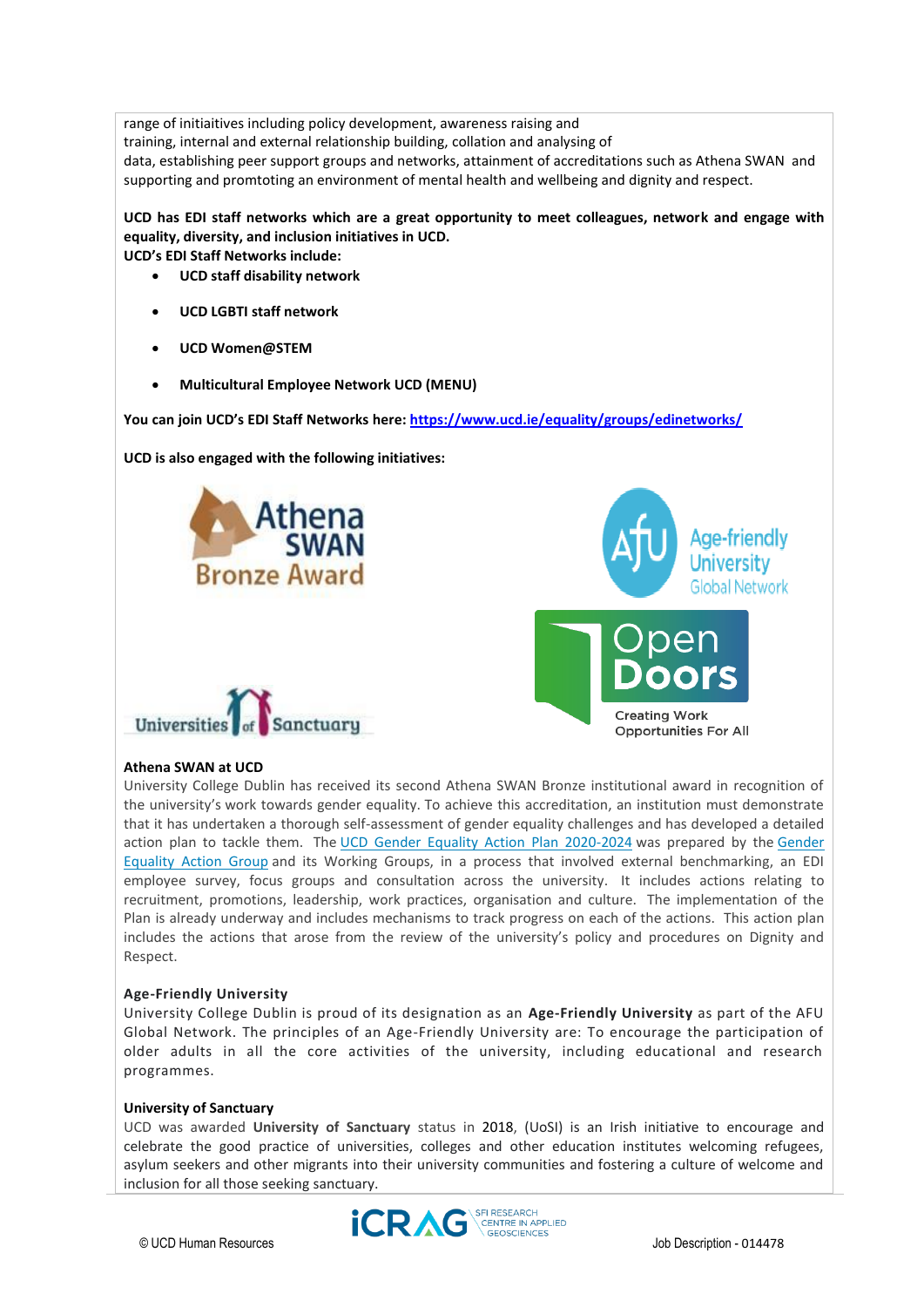range of initiaitives including policy development, awareness raising and training, internal and external relationship building, collation and analysing of data, establishing peer support groups and networks, attainment of accreditations such as Athena SWAN and supporting and promtoting an environment of mental health and wellbeing and dignity and respect.

**UCD has EDI staff networks which are a great opportunity to meet colleagues, network and engage with equality, diversity, and inclusion initiatives in UCD.**
**UCD's EDI Staff Networks include:**

- **UCD staff disability network**
- **UCD LGBTI staff network**
- **UCD Women@STEM**
- **Multicultural Employee Network UCD (MENU)**

**You can join UCD's EDI Staff Networks here: [https://www.ucd.ie/equality/groups/edinetworks/](https://www.ucd.ie/equality/groups/edinetworks/)**

**UCD is also engaged with the following initiatives:**

Athena SWAN Bronze Award

Age-friendly University Global Network

Open Doors — Creating Work Opportunities For All

Universities of Sanctuary

**Athena SWAN at UCD**

University College Dublin has received its second Athena SWAN Bronze institutional award in recognition of the university's work towards gender equality. To achieve this accreditation, an institution must demonstrate that it has undertaken a thorough self-assessment of gender equality challenges and has developed a detailed action plan to tackle them. The UCD Gender Equality Action Plan 2020-2024 was prepared by the Gender Equality Action Group and its Working Groups, in a process that involved external benchmarking, an EDI employee survey, focus groups and consultation across the university. It includes actions relating to recruitment, promotions, leadership, work practices, organisation and culture. The implementation of the Plan is already underway and includes mechanisms to track progress on each of the actions. This action plan includes the actions that arose from the review of the university's policy and procedures on Dignity and Respect.

**Age-Friendly University**

University College Dublin is proud of its designation as an **Age-Friendly University** as part of the AFU Global Network. The principles of an Age-Friendly University are: To encourage the participation of older adults in all the core activities of the university, including educational and research programmes.

**University of Sanctuary**

UCD was awarded **University of Sanctuary** status in 2018, (UoSI) is an Irish initiative to encourage and celebrate the good practice of universities, colleges and other education institutes welcoming refugees, asylum seekers and other migrants into their university communities and fostering a culture of welcome and inclusion for all those seeking sanctuary.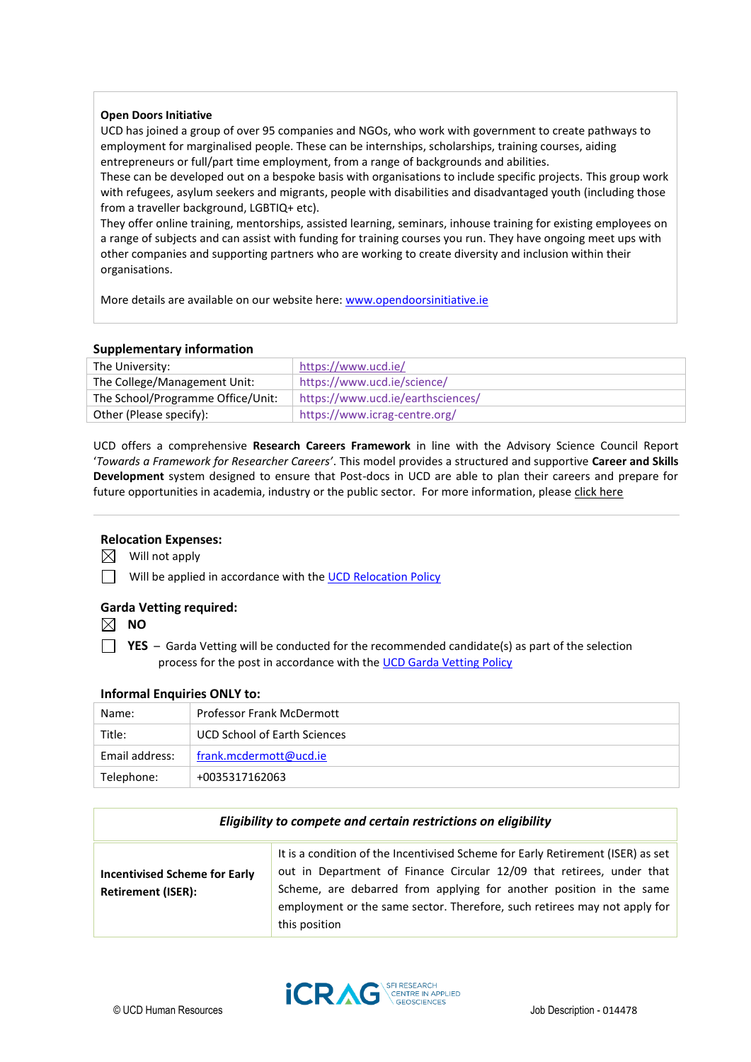**Open Doors Initiative**

UCD has joined a group of over 95 companies and NGOs, who work with government to create pathways to employment for marginalised people. These can be internships, scholarships, training courses, aiding entrepreneurs or full/part time employment, from a range of backgrounds and abilities.

These can be developed out on a bespoke basis with organisations to include specific projects. This group work with refugees, asylum seekers and migrants, people with disabilities and disadvantaged youth (including those from a traveller background, LGBTIQ+ etc).

They offer online training, mentorships, assisted learning, seminars, inhouse training for existing employees on a range of subjects and can assist with funding for training courses you run. They have ongoing meet ups with other companies and supporting partners who are working to create diversity and inclusion within their organisations.

More details are available on our website here: www.opendoorsinitiative.ie

### Supplementary information

| | |
|---|---|
| The University: | https://www.ucd.ie/ |
| The College/Management Unit: | https://www.ucd.ie/science/ |
| The School/Programme Office/Unit: | https://www.ucd.ie/earthsciences/ |
| Other (Please specify): | https://www.icrag-centre.org/ |

UCD offers a comprehensive **Research Careers Framework** in line with the Advisory Science Council Report '*Towards a Framework for Researcher Careers*'. This model provides a structured and supportive **Career and Skills Development** system designed to ensure that Post-docs in UCD are able to plan their careers and prepare for future opportunities in academia, industry or the public sector. For more information, please click here

### Relocation Expenses:

☒ Will not apply

☐ Will be applied in accordance with the UCD Relocation Policy

### Garda Vetting required:

☒ **NO**

☐ **YES** – Garda Vetting will be conducted for the recommended candidate(s) as part of the selection process for the post in accordance with the UCD Garda Vetting Policy

### Informal Enquiries ONLY to:

| | |
|---|---|
| Name: | Professor Frank McDermott |
| Title: | UCD School of Earth Sciences |
| Email address: | frank.mcdermott@ucd.ie |
| Telephone: | +0035317162063 |

| ***Eligibility to compete and certain restrictions on eligibility*** | |
|---|---|
| **Incentivised Scheme for Early Retirement (ISER):** | It is a condition of the Incentivised Scheme for Early Retirement (ISER) as set out in Department of Finance Circular 12/09 that retirees, under that Scheme, are debarred from applying for another position in the same employment or the same sector. Therefore, such retirees may not apply for this position |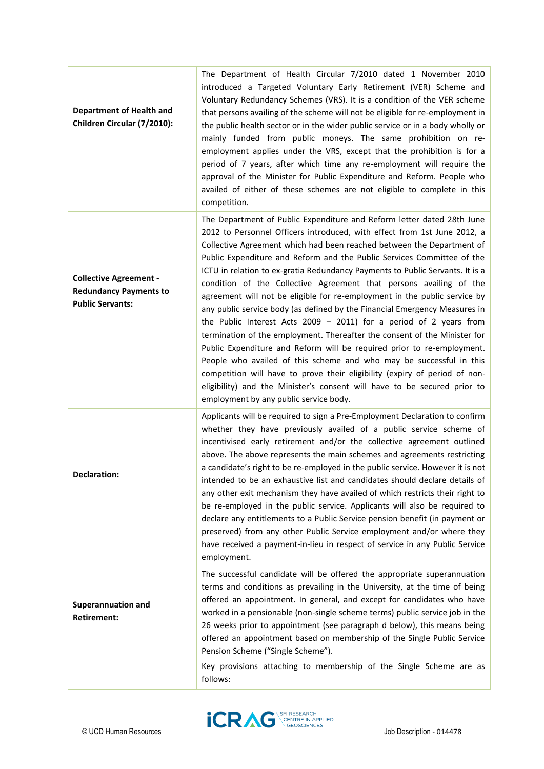| | |
|---|---|
| **Department of Health and Children Circular (7/2010):** | The Department of Health Circular 7/2010 dated 1 November 2010 introduced a Targeted Voluntary Early Retirement (VER) Scheme and Voluntary Redundancy Schemes (VRS). It is a condition of the VER scheme that persons availing of the scheme will not be eligible for re-employment in the public health sector or in the wider public service or in a body wholly or mainly funded from public moneys. The same prohibition on re-employment applies under the VRS, except that the prohibition is for a period of 7 years, after which time any re-employment will require the approval of the Minister for Public Expenditure and Reform. People who availed of either of these schemes are not eligible to complete in this competition. |
| **Collective Agreement - Redundancy Payments to Public Servants:** | The Department of Public Expenditure and Reform letter dated 28th June 2012 to Personnel Officers introduced, with effect from 1st June 2012, a Collective Agreement which had been reached between the Department of Public Expenditure and Reform and the Public Services Committee of the ICTU in relation to ex-gratia Redundancy Payments to Public Servants. It is a condition of the Collective Agreement that persons availing of the agreement will not be eligible for re-employment in the public service by any public service body (as defined by the Financial Emergency Measures in the Public Interest Acts 2009 – 2011) for a period of 2 years from termination of the employment. Thereafter the consent of the Minister for Public Expenditure and Reform will be required prior to re-employment. People who availed of this scheme and who may be successful in this competition will have to prove their eligibility (expiry of period of non-eligibility) and the Minister's consent will have to be secured prior to employment by any public service body. |
| **Declaration:** | Applicants will be required to sign a Pre-Employment Declaration to confirm whether they have previously availed of a public service scheme of incentivised early retirement and/or the collective agreement outlined above. The above represents the main schemes and agreements restricting a candidate's right to be re-employed in the public service. However it is not intended to be an exhaustive list and candidates should declare details of any other exit mechanism they have availed of which restricts their right to be re-employed in the public service. Applicants will also be required to declare any entitlements to a Public Service pension benefit (in payment or preserved) from any other Public Service employment and/or where they have received a payment-in-lieu in respect of service in any Public Service employment. |
| **Superannuation and Retirement:** | The successful candidate will be offered the appropriate superannuation terms and conditions as prevailing in the University, at the time of being offered an appointment. In general, and except for candidates who have worked in a pensionable (non-single scheme terms) public service job in the 26 weeks prior to appointment (see paragraph d below), this means being offered an appointment based on membership of the Single Public Service Pension Scheme ("Single Scheme").<br><br>Key provisions attaching to membership of the Single Scheme are as follows: |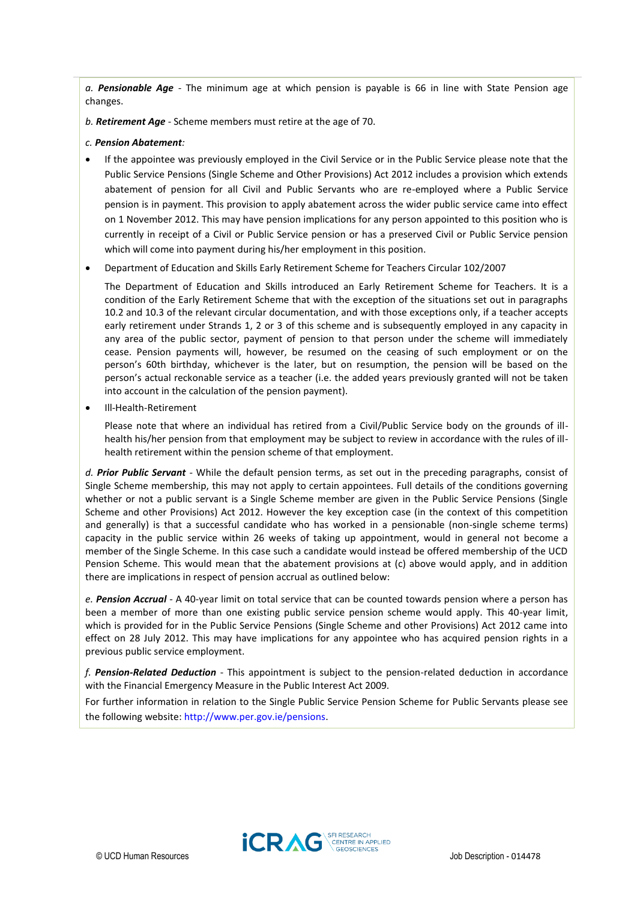a. ***Pensionable Age*** - The minimum age at which pension is payable is 66 in line with State Pension age changes.

b. ***Retirement Age*** - Scheme members must retire at the age of 70.

c. ***Pension Abatement****:*

- If the appointee was previously employed in the Civil Service or in the Public Service please note that the Public Service Pensions (Single Scheme and Other Provisions) Act 2012 includes a provision which extends abatement of pension for all Civil and Public Servants who are re-employed where a Public Service pension is in payment. This provision to apply abatement across the wider public service came into effect on 1 November 2012. This may have pension implications for any person appointed to this position who is currently in receipt of a Civil or Public Service pension or has a preserved Civil or Public Service pension which will come into payment during his/her employment in this position.

- Department of Education and Skills Early Retirement Scheme for Teachers Circular 102/2007

  The Department of Education and Skills introduced an Early Retirement Scheme for Teachers. It is a condition of the Early Retirement Scheme that with the exception of the situations set out in paragraphs 10.2 and 10.3 of the relevant circular documentation, and with those exceptions only, if a teacher accepts early retirement under Strands 1, 2 or 3 of this scheme and is subsequently employed in any capacity in any area of the public sector, payment of pension to that person under the scheme will immediately cease. Pension payments will, however, be resumed on the ceasing of such employment or on the person's 60th birthday, whichever is the later, but on resumption, the pension will be based on the person's actual reckonable service as a teacher (i.e. the added years previously granted will not be taken into account in the calculation of the pension payment).

- Ill-Health-Retirement

  Please note that where an individual has retired from a Civil/Public Service body on the grounds of ill-health his/her pension from that employment may be subject to review in accordance with the rules of ill-health retirement within the pension scheme of that employment.

d. ***Prior Public Servant*** - While the default pension terms, as set out in the preceding paragraphs, consist of Single Scheme membership, this may not apply to certain appointees. Full details of the conditions governing whether or not a public servant is a Single Scheme member are given in the Public Service Pensions (Single Scheme and other Provisions) Act 2012. However the key exception case (in the context of this competition and generally) is that a successful candidate who has worked in a pensionable (non-single scheme terms) capacity in the public service within 26 weeks of taking up appointment, would in general not become a member of the Single Scheme. In this case such a candidate would instead be offered membership of the UCD Pension Scheme. This would mean that the abatement provisions at (c) above would apply, and in addition there are implications in respect of pension accrual as outlined below:

e. ***Pension Accrual*** - A 40-year limit on total service that can be counted towards pension where a person has been a member of more than one existing public service pension scheme would apply. This 40-year limit, which is provided for in the Public Service Pensions (Single Scheme and other Provisions) Act 2012 came into effect on 28 July 2012. This may have implications for any appointee who has acquired pension rights in a previous public service employment.

f. ***Pension-Related Deduction*** - This appointment is subject to the pension-related deduction in accordance with the Financial Emergency Measure in the Public Interest Act 2009.

For further information in relation to the Single Public Service Pension Scheme for Public Servants please see the following website: http://www.per.gov.ie/pensions.